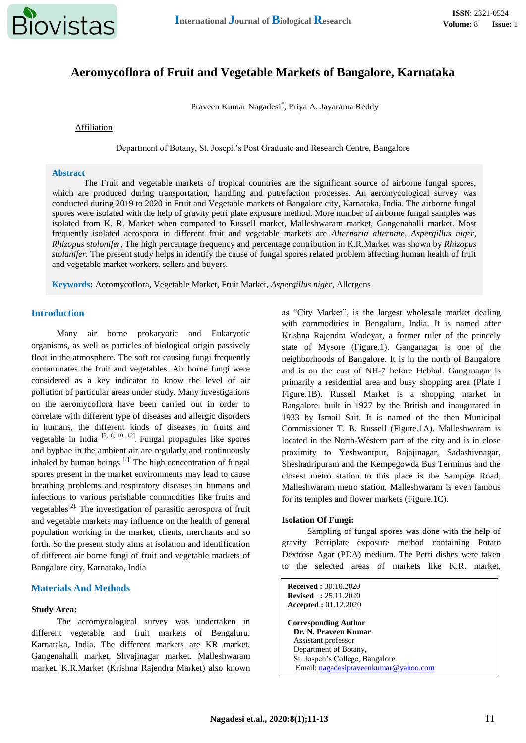# Aeromycoflora of Fruit and Vegetable Markets of Bangalore, Karnataka

Praveen Kumar Nagadesi*, Priya A, Jayarama Reddy

Affiliation

Department of Botany, St. Joseph's Post Graduate and Research Centre, Bangalore

## Abstract

The Fruit and vegetable markets of tropical countries are the significant source of airborne fungal spores, which are produced during transportation, handling and putrefaction processes. An aeromycological survey was conducted during 2019 to 2020 in Fruit and Vegetable markets of Bangalore city, Karnataka, India. The airborne fungal spores were isolated with the help of gravity petri plate exposure method. More number of airborne fungal samples was isolated from K. R. Market when compared to Russell market, Malleshwaram market, Gangenahalli market. Most frequently isolated aerospora in different fruit and vegetable markets are *Alternaria alternate, Aspergillus niger, Rhizopus stolonifer*, The high percentage frequency and percentage contribution in K.R.Market was shown by *Rhizopus stolanifer.* The present study helps in identify the cause of fungal spores related problem affecting human health of fruit and vegetable market workers, sellers and buyers.

**Keywords:** Aeromycoflora, Vegetable Market, Fruit Market, *Aspergillus niger*, Allergens

## Introduction

Many air borne prokaryotic and Eukaryotic organisms, as well as particles of biological origin passively float in the atmosphere. The soft rot causing fungi frequently contaminates the fruit and vegetables. Air borne fungi were considered as a key indicator to know the level of air pollution of particular areas under study. Many investigations on the aeromycoflora have been carried out in order to correlate with different type of diseases and allergic disorders in humans, the different kinds of diseases in fruits and vegetable in India [5, 6, 10, 12]. Fungal propagules like spores and hyphae in the ambient air are regularly and continuously inhaled by human beings [1]. The high concentration of fungal spores present in the market environments may lead to cause breathing problems and respiratory diseases in humans and infections to various perishable commodities like fruits and vegetables[2]. The investigation of parasitic aerospora of fruit and vegetable markets may influence on the health of general population working in the market, clients, merchants and so forth. So the present study aims at isolation and identification of different air borne fungi of fruit and vegetable markets of Bangalore city, Karnataka, India

## Materials And Methods

### Study Area:

The aeromycological survey was undertaken in different vegetable and fruit markets of Bengaluru, Karnataka, India. The different markets are KR market, Gangenahalli market, Shvajinagar market. Malleshwaram market. K.R.Market (Krishna Rajendra Market) also known as "City Market", is the largest wholesale market dealing with commodities in Bengaluru, India. It is named after Krishna Rajendra Wodeyar, a former ruler of the princely state of Mysore (Figure.1). Ganganagar is one of the neighborhoods of Bangalore. It is in the north of Bangalore and is on the east of NH-7 before Hebbal. Ganganagar is primarily a residential area and busy shopping area (Plate I Figure.1B). Russell Market is a shopping market in Bangalore. built in 1927 by the British and inaugurated in 1933 by Ismail Sait. It is named of the then Municipal Commissioner T. B. Russell (Figure.1A). Malleshwaram is located in the North-Western part of the city and is in close proximity to Yeshwantpur, Rajajinagar, Sadashivnagar, Sheshadripuram and the Kempegowda Bus Terminus and the closest metro station to this place is the Sampige Road, Malleshwaram metro station. Malleshwaram is even famous for its temples and flower markets (Figure.1C).

### Isolation Of Fungi:

Sampling of fungal spores was done with the help of gravity Petriplate exposure method containing Potato Dextrose Agar (PDA) medium. The Petri dishes were taken to the selected areas of markets like K.R. market,

**Received :** 30.10.2020
**Revised :** 25.11.2020
**Accepted :** 01.12.2020

**Corresponding Author**
**Dr. N. Praveen Kumar**
Assistant professor
Department of Botany,
St. Jospeh's College, Bangalore
Email: nagadesipraveenkumar@yahoo.com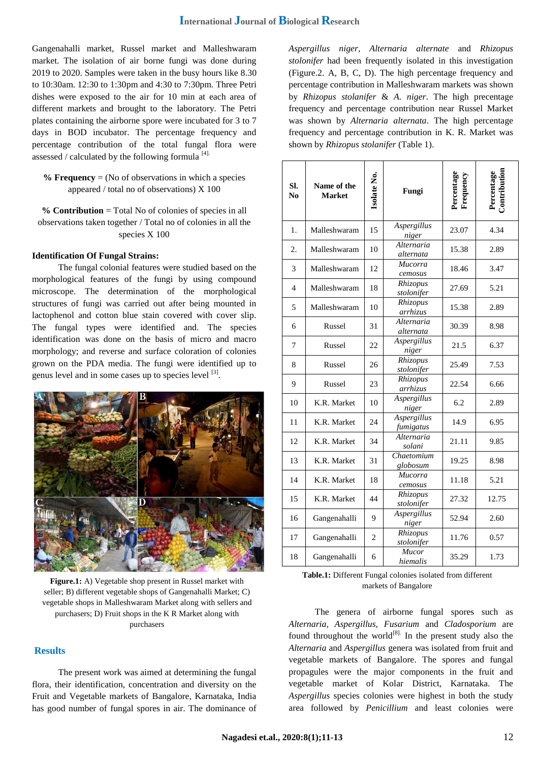Gangenahalli market, Russel market and Malleshwaram market. The isolation of air borne fungi was done during 2019 to 2020. Samples were taken in the busy hours like 8.30 to 10:30am. 12:30 to 1:30pm and 4:30 to 7:30pm. Three Petri dishes were exposed to the air for 10 min at each area of different markets and brought to the laboratory. The Petri plates containing the airborne spore were incubated for 3 to 7 days in BOD incubator. The percentage frequency and percentage contribution of the total fungal flora were assessed / calculated by the following formula [4].

**% Frequency** = (No of observations in which a species appeared / total no of observations) X 100

**% Contribution** = Total No of colonies of species in all observations taken together / Total no of colonies in all the species X 100

**Identification Of Fungal Strains:**

The fungal colonial features were studied based on the morphological features of the fungi by using compound microscope. The determination of the morphological structures of fungi was carried out after being mounted in lactophenol and cotton blue stain covered with cover slip. The fungal types were identified and. The species identification was done on the basis of micro and macro morphology; and reverse and surface coloration of colonies grown on the PDA media. The fungi were identified up to genus level and in some cases up to species level [3].

**Figure.1:** A) Vegetable shop present in Russel market with seller; B) different vegetable shops of Gangenahalli Market; C) vegetable shops in Malleshwaram Market along with sellers and purchasers; D) Fruit shops in the K R Market along with purchasers

## Results

The present work was aimed at determining the fungal flora, their identification, concentration and diversity on the Fruit and Vegetable markets of Bangalore, Karnataka, India has good number of fungal spores in air. The dominance of *Aspergillus niger*, *Alternaria alternate* and *Rhizopus stolonifer* had been frequently isolated in this investigation (Figure.2. A, B, C, D). The high percentage frequency and percentage contribution in Malleshwaram markets was shown by *Rhizopus stolanifer* & *A. niger*. The high precentage frequency and percentage contribution near Russel Market was shown by *Alternaria alternata*. The high percentage frequency and percentage contribution in K. R. Market was shown by *Rhizopus stolanifer* (Table 1).

| Sl. No | Name of the Market | Isolate No. | Fungi | Percentage Frequency | Percentage Contribution |
|---|---|---|---|---|---|
| 1. | Malleshwaram | 15 | *Aspergillus niger* | 23.07 | 4.34 |
| 2. | Malleshwaram | 10 | *Alternaria alternata* | 15.38 | 2.89 |
| 3 | Malleshwaram | 12 | *Mucorra cemosus* | 18.46 | 3.47 |
| 4 | Malleshwaram | 18 | *Rhizopus stolonifer* | 27.69 | 5.21 |
| 5 | Malleshwaram | 10 | *Rhizopus arrhizus* | 15.38 | 2.89 |
| 6 | Russel | 31 | *Alternaria alternata* | 30.39 | 8.98 |
| 7 | Russel | 22 | *Aspergillus niger* | 21.5 | 6.37 |
| 8 | Russel | 26 | *Rhizopus stolonifer* | 25.49 | 7.53 |
| 9 | Russel | 23 | *Rhizopus arrhizus* | 22.54 | 6.66 |
| 10 | K.R. Market | 10 | *Aspergillus niger* | 6.2 | 2.89 |
| 11 | K.R. Market | 24 | *Aspergillus fumigatus* | 14.9 | 6.95 |
| 12 | K.R. Market | 34 | *Alternaria solani* | 21.11 | 9.85 |
| 13 | K.R. Market | 31 | *Chaetomium globosum* | 19.25 | 8.98 |
| 14 | K.R. Market | 18 | *Mucorra cemosus* | 11.18 | 5.21 |
| 15 | K.R. Market | 44 | *Rhizopus stolonifer* | 27.32 | 12.75 |
| 16 | Gangenahalli | 9 | *Aspergillus niger* | 52.94 | 2.60 |
| 17 | Gangenahalli | 2 | *Rhizopus stolonifer* | 11.76 | 0.57 |
| 18 | Gangenahalli | 6 | *Mucor hiemalis* | 35.29 | 1.73 |

**Table.1:** Different Fungal colonies isolated from different markets of Bangalore

The genera of airborne fungal spores such as *Alternaria, Aspergillus, Fusarium* and *Cladosporium* are found throughout the world[8]. In the present study also the *Alternaria* and *Aspergillus* genera was isolated from fruit and vegetable markets of Bangalore. The spores and fungal propagules were the major components in the fruit and vegetable market of Kolar District, Karnataka. The *Aspergillus* species colonies were highest in both the study area followed by *Penicillium* and least colonies were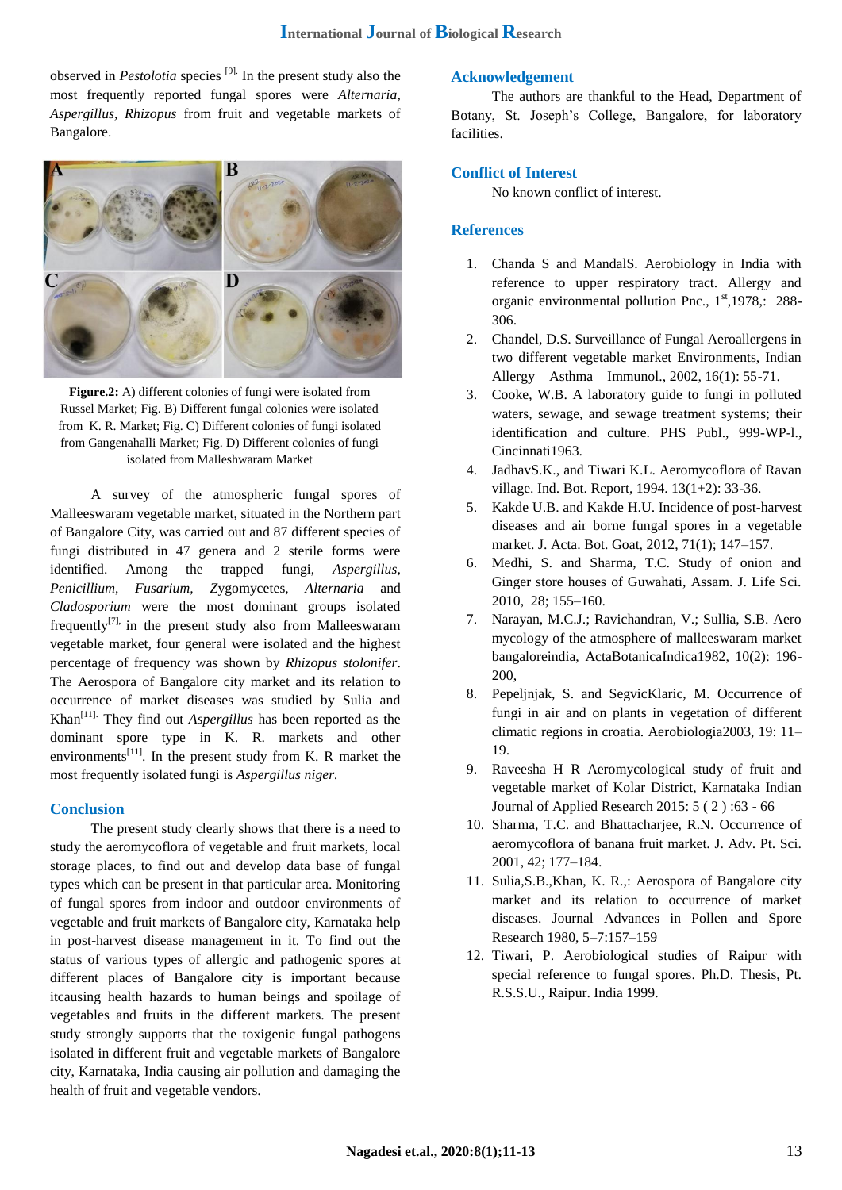observed in *Pestolotia* species [9]. In the present study also the most frequently reported fungal spores were *Alternaria, Aspergillus, Rhizopus* from fruit and vegetable markets of Bangalore.

**Figure.2:** A) different colonies of fungi were isolated from Russel Market; Fig. B) Different fungal colonies were isolated from K. R. Market; Fig. C) Different colonies of fungi isolated from Gangenahalli Market; Fig. D) Different colonies of fungi isolated from Malleshwaram Market

A survey of the atmospheric fungal spores of Malleeswaram vegetable market, situated in the Northern part of Bangalore City, was carried out and 87 different species of fungi distributed in 47 genera and 2 sterile forms were identified. Among the trapped fungi, *Aspergillus, Penicillium, Fusarium,* Zygomycetes, *Alternaria* and *Cladosporium* were the most dominant groups isolated frequently[7]. in the present study also from Malleeswaram vegetable market, four general were isolated and the highest percentage of frequency was shown by *Rhizopus stolonifer*. The Aerospora of Bangalore city market and its relation to occurrence of market diseases was studied by Sulia and Khan[11]. They find out *Aspergillus* has been reported as the dominant spore type in K. R. markets and other environments[11]. In the present study from K. R market the most frequently isolated fungi is *Aspergillus niger*.

## Conclusion

The present study clearly shows that there is a need to study the aeromycoflora of vegetable and fruit markets, local storage places, to find out and develop data base of fungal types which can be present in that particular area. Monitoring of fungal spores from indoor and outdoor environments of vegetable and fruit markets of Bangalore city, Karnataka help in post-harvest disease management in it. To find out the status of various types of allergic and pathogenic spores at different places of Bangalore city is important because itcausing health hazards to human beings and spoilage of vegetables and fruits in the different markets. The present study strongly supports that the toxigenic fungal pathogens isolated in different fruit and vegetable markets of Bangalore city, Karnataka, India causing air pollution and damaging the health of fruit and vegetable vendors.

## Acknowledgement

The authors are thankful to the Head, Department of Botany, St. Joseph's College, Bangalore, for laboratory facilities.

## Conflict of Interest

No known conflict of interest.

## References

1. Chanda S and MandalS. Aerobiology in India with reference to upper respiratory tract. Allergy and organic environmental pollution Pnc., 1st,1978,: 288-306.
2. Chandel, D.S. Surveillance of Fungal Aeroallergens in two different vegetable market Environments, Indian Allergy Asthma Immunol., 2002, 16(1): 55-71.
3. Cooke, W.B. A laboratory guide to fungi in polluted waters, sewage, and sewage treatment systems; their identification and culture. PHS Publ., 999-WP-l., Cincinnati1963.
4. JadhavS.K., and Tiwari K.L. Aeromycoflora of Ravan village. Ind. Bot. Report, 1994. 13(1+2): 33-36.
5. Kakde U.B. and Kakde H.U. Incidence of post-harvest diseases and air borne fungal spores in a vegetable market. J. Acta. Bot. Goat, 2012, 71(1); 147–157.
6. Medhi, S. and Sharma, T.C. Study of onion and Ginger store houses of Guwahati, Assam. J. Life Sci. 2010, 28; 155–160.
7. Narayan, M.C.J.; Ravichandran, V.; Sullia, S.B. Aero mycology of the atmosphere of malleeswaram market bangaloreindia, ActaBotanicaIndica1982, 10(2): 196-200,
8. Pepeljnjak, S. and SegvicKlaric, M. Occurrence of fungi in air and on plants in vegetation of different climatic regions in croatia. Aerobiologia2003, 19: 11–19.
9. Raveesha H R Aeromycological study of fruit and vegetable market of Kolar District, Karnataka Indian Journal of Applied Research 2015: 5 ( 2 ) :63 - 66
10. Sharma, T.C. and Bhattacharjee, R.N. Occurrence of aeromycoflora of banana fruit market. J. Adv. Pt. Sci. 2001, 42; 177–184.
11. Sulia,S.B.,Khan, K. R.,: Aerospora of Bangalore city market and its relation to occurrence of market diseases. Journal Advances in Pollen and Spore Research 1980, 5–7:157–159
12. Tiwari, P. Aerobiological studies of Raipur with special reference to fungal spores. Ph.D. Thesis, Pt. R.S.S.U., Raipur. India 1999.